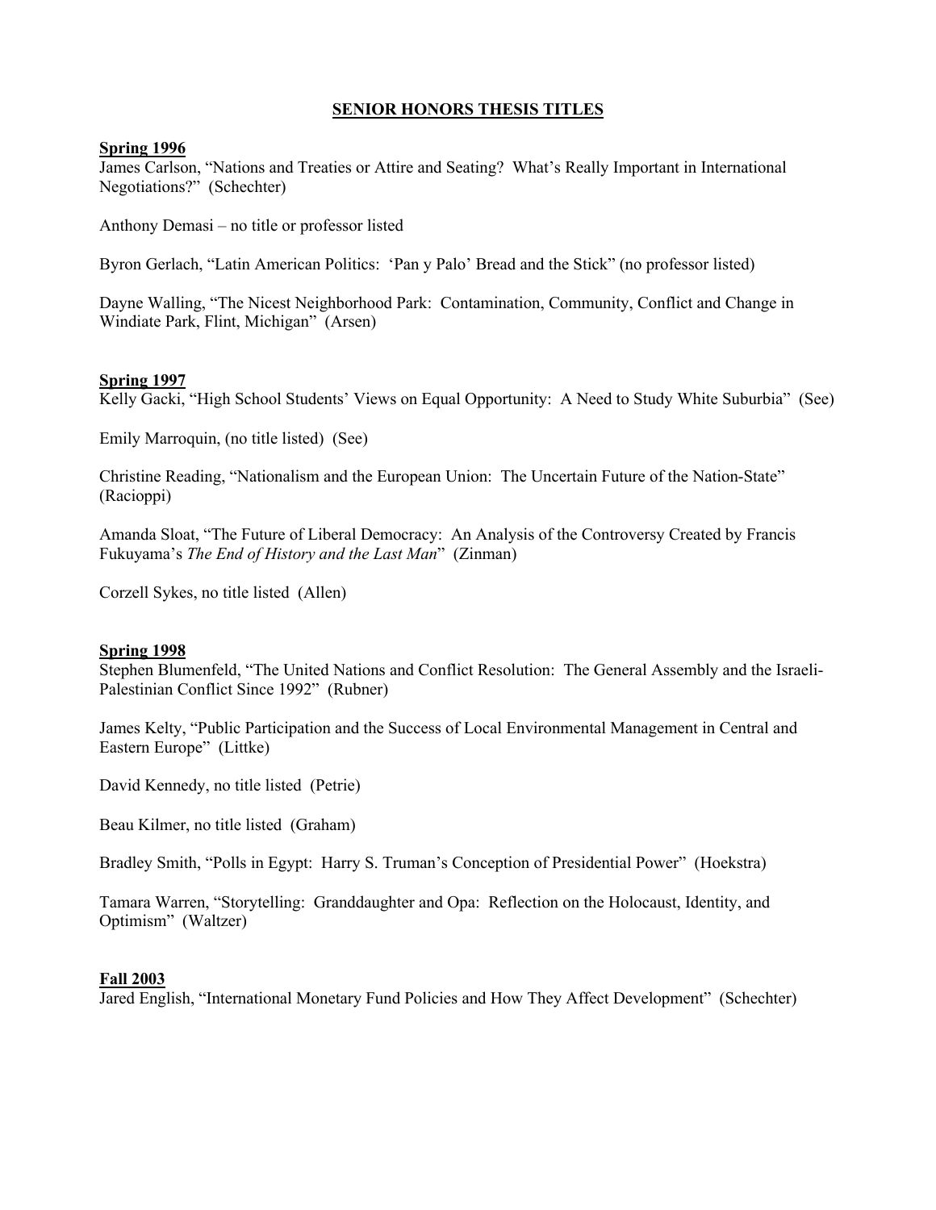# SENIOR HONORS THESIS TITLES

## Spring 1996

James Carlson, "Nations and Treaties or Attire and Seating? What's Really Important in International Negotiations?" (Schechter)

Anthony Demasi – no title or professor listed

Byron Gerlach, "Latin American Politics: 'Pan y Palo' Bread and the Stick" (no professor listed)

Dayne Walling, "The Nicest Neighborhood Park: Contamination, Community, Conflict and Change in Windiate Park, Flint, Michigan" (Arsen)

## Spring 1997

Kelly Gacki, "High School Students' Views on Equal Opportunity: A Need to Study White Suburbia" (See)

Emily Marroquin, (no title listed) (See)

Christine Reading, "Nationalism and the European Union: The Uncertain Future of the Nation-State" (Racioppi)

Amanda Sloat, "The Future of Liberal Democracy: An Analysis of the Controversy Created by Francis Fukuyama's *The End of History and the Last Man*" (Zinman)

Corzell Sykes, no title listed (Allen)

## Spring 1998

Stephen Blumenfeld, "The United Nations and Conflict Resolution: The General Assembly and the Israeli-Palestinian Conflict Since 1992" (Rubner)

James Kelty, "Public Participation and the Success of Local Environmental Management in Central and Eastern Europe" (Littke)

David Kennedy, no title listed (Petrie)

Beau Kilmer, no title listed (Graham)

Bradley Smith, "Polls in Egypt: Harry S. Truman's Conception of Presidential Power" (Hoekstra)

Tamara Warren, "Storytelling: Granddaughter and Opa: Reflection on the Holocaust, Identity, and Optimism" (Waltzer)

## Fall 2003

Jared English, "International Monetary Fund Policies and How They Affect Development" (Schechter)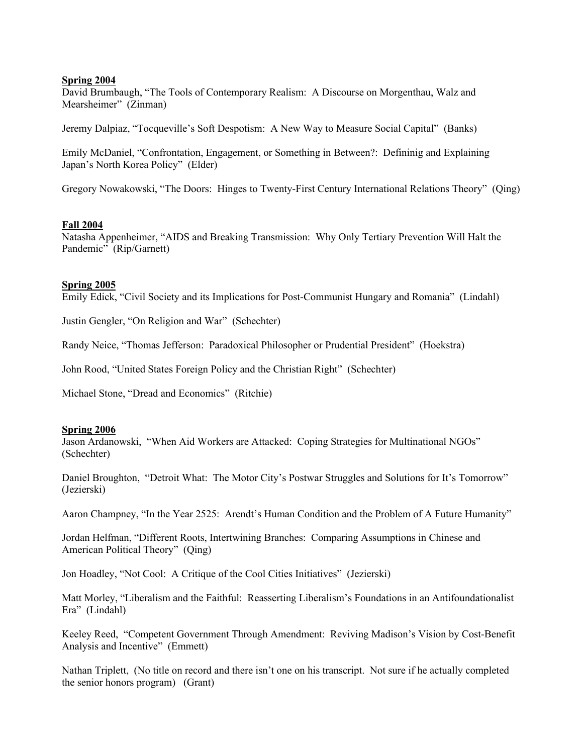**Spring 2004**

David Brumbaugh, "The Tools of Contemporary Realism: A Discourse on Morgenthau, Walz and Mearsheimer" (Zinman)

Jeremy Dalpiaz, "Tocqueville's Soft Despotism: A New Way to Measure Social Capital" (Banks)

Emily McDaniel, "Confrontation, Engagement, or Something in Between?: Defininig and Explaining Japan's North Korea Policy" (Elder)

Gregory Nowakowski, "The Doors: Hinges to Twenty-First Century International Relations Theory" (Qing)

**Fall 2004**

Natasha Appenheimer, "AIDS and Breaking Transmission: Why Only Tertiary Prevention Will Halt the Pandemic" (Rip/Garnett)

**Spring 2005**

Emily Edick, "Civil Society and its Implications for Post-Communist Hungary and Romania" (Lindahl)

Justin Gengler, "On Religion and War" (Schechter)

Randy Neice, "Thomas Jefferson: Paradoxical Philosopher or Prudential President" (Hoekstra)

John Rood, "United States Foreign Policy and the Christian Right" (Schechter)

Michael Stone, "Dread and Economics" (Ritchie)

**Spring 2006**

Jason Ardanowski, "When Aid Workers are Attacked: Coping Strategies for Multinational NGOs" (Schechter)

Daniel Broughton, "Detroit What: The Motor City's Postwar Struggles and Solutions for It's Tomorrow" (Jezierski)

Aaron Champney, "In the Year 2525: Arendt's Human Condition and the Problem of A Future Humanity"

Jordan Helfman, "Different Roots, Intertwining Branches: Comparing Assumptions in Chinese and American Political Theory" (Qing)

Jon Hoadley, "Not Cool: A Critique of the Cool Cities Initiatives" (Jezierski)

Matt Morley, "Liberalism and the Faithful: Reasserting Liberalism's Foundations in an Antifoundationalist Era" (Lindahl)

Keeley Reed, "Competent Government Through Amendment: Reviving Madison's Vision by Cost-Benefit Analysis and Incentive" (Emmett)

Nathan Triplett, (No title on record and there isn't one on his transcript. Not sure if he actually completed the senior honors program) (Grant)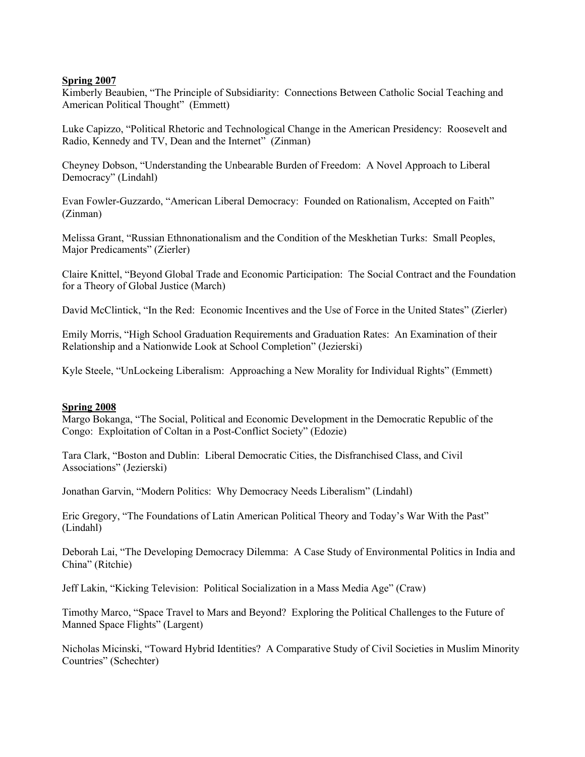**Spring 2007**

Kimberly Beaubien, "The Principle of Subsidiarity: Connections Between Catholic Social Teaching and American Political Thought" (Emmett)

Luke Capizzo, "Political Rhetoric and Technological Change in the American Presidency: Roosevelt and Radio, Kennedy and TV, Dean and the Internet" (Zinman)

Cheyney Dobson, "Understanding the Unbearable Burden of Freedom: A Novel Approach to Liberal Democracy" (Lindahl)

Evan Fowler-Guzzardo, "American Liberal Democracy: Founded on Rationalism, Accepted on Faith" (Zinman)

Melissa Grant, "Russian Ethnonationalism and the Condition of the Meskhetian Turks: Small Peoples, Major Predicaments" (Zierler)

Claire Knittel, "Beyond Global Trade and Economic Participation: The Social Contract and the Foundation for a Theory of Global Justice (March)

David McClintick, "In the Red: Economic Incentives and the Use of Force in the United States" (Zierler)

Emily Morris, "High School Graduation Requirements and Graduation Rates: An Examination of their Relationship and a Nationwide Look at School Completion" (Jezierski)

Kyle Steele, "UnLockeing Liberalism: Approaching a New Morality for Individual Rights" (Emmett)

**Spring 2008**

Margo Bokanga, "The Social, Political and Economic Development in the Democratic Republic of the Congo: Exploitation of Coltan in a Post-Conflict Society" (Edozie)

Tara Clark, "Boston and Dublin: Liberal Democratic Cities, the Disfranchised Class, and Civil Associations" (Jezierski)

Jonathan Garvin, "Modern Politics: Why Democracy Needs Liberalism" (Lindahl)

Eric Gregory, "The Foundations of Latin American Political Theory and Today's War With the Past" (Lindahl)

Deborah Lai, "The Developing Democracy Dilemma: A Case Study of Environmental Politics in India and China" (Ritchie)

Jeff Lakin, "Kicking Television: Political Socialization in a Mass Media Age" (Craw)

Timothy Marco, "Space Travel to Mars and Beyond? Exploring the Political Challenges to the Future of Manned Space Flights" (Largent)

Nicholas Micinski, "Toward Hybrid Identities? A Comparative Study of Civil Societies in Muslim Minority Countries" (Schechter)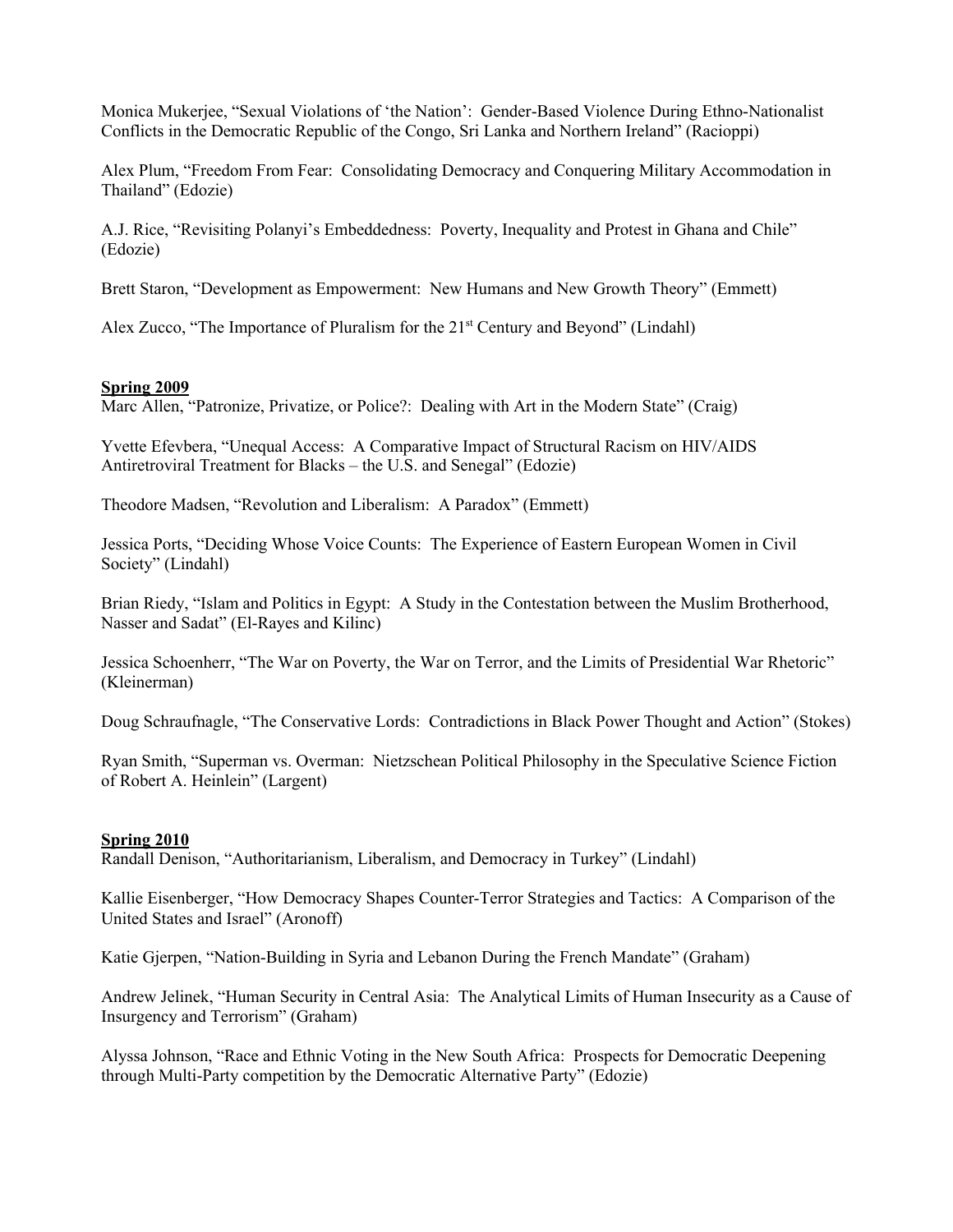Monica Mukerjee, "Sexual Violations of 'the Nation': Gender-Based Violence During Ethno-Nationalist Conflicts in the Democratic Republic of the Congo, Sri Lanka and Northern Ireland" (Racioppi)

Alex Plum, "Freedom From Fear: Consolidating Democracy and Conquering Military Accommodation in Thailand" (Edozie)

A.J. Rice, "Revisiting Polanyi's Embeddedness: Poverty, Inequality and Protest in Ghana and Chile" (Edozie)

Brett Staron, "Development as Empowerment: New Humans and New Growth Theory" (Emmett)

Alex Zucco, "The Importance of Pluralism for the 21st Century and Beyond" (Lindahl)

**<u>Spring 2009</u>**

Marc Allen, "Patronize, Privatize, or Police?: Dealing with Art in the Modern State" (Craig)

Yvette Efevbera, "Unequal Access: A Comparative Impact of Structural Racism on HIV/AIDS Antiretroviral Treatment for Blacks – the U.S. and Senegal" (Edozie)

Theodore Madsen, "Revolution and Liberalism: A Paradox" (Emmett)

Jessica Ports, "Deciding Whose Voice Counts: The Experience of Eastern European Women in Civil Society" (Lindahl)

Brian Riedy, "Islam and Politics in Egypt: A Study in the Contestation between the Muslim Brotherhood, Nasser and Sadat" (El-Rayes and Kilinc)

Jessica Schoenherr, "The War on Poverty, the War on Terror, and the Limits of Presidential War Rhetoric" (Kleinerman)

Doug Schraufnagle, "The Conservative Lords: Contradictions in Black Power Thought and Action" (Stokes)

Ryan Smith, "Superman vs. Overman: Nietzschean Political Philosophy in the Speculative Science Fiction of Robert A. Heinlein" (Largent)

**<u>Spring 2010</u>**

Randall Denison, "Authoritarianism, Liberalism, and Democracy in Turkey" (Lindahl)

Kallie Eisenberger, "How Democracy Shapes Counter-Terror Strategies and Tactics: A Comparison of the United States and Israel" (Aronoff)

Katie Gjerpen, "Nation-Building in Syria and Lebanon During the French Mandate" (Graham)

Andrew Jelinek, "Human Security in Central Asia: The Analytical Limits of Human Insecurity as a Cause of Insurgency and Terrorism" (Graham)

Alyssa Johnson, "Race and Ethnic Voting in the New South Africa: Prospects for Democratic Deepening through Multi-Party competition by the Democratic Alternative Party" (Edozie)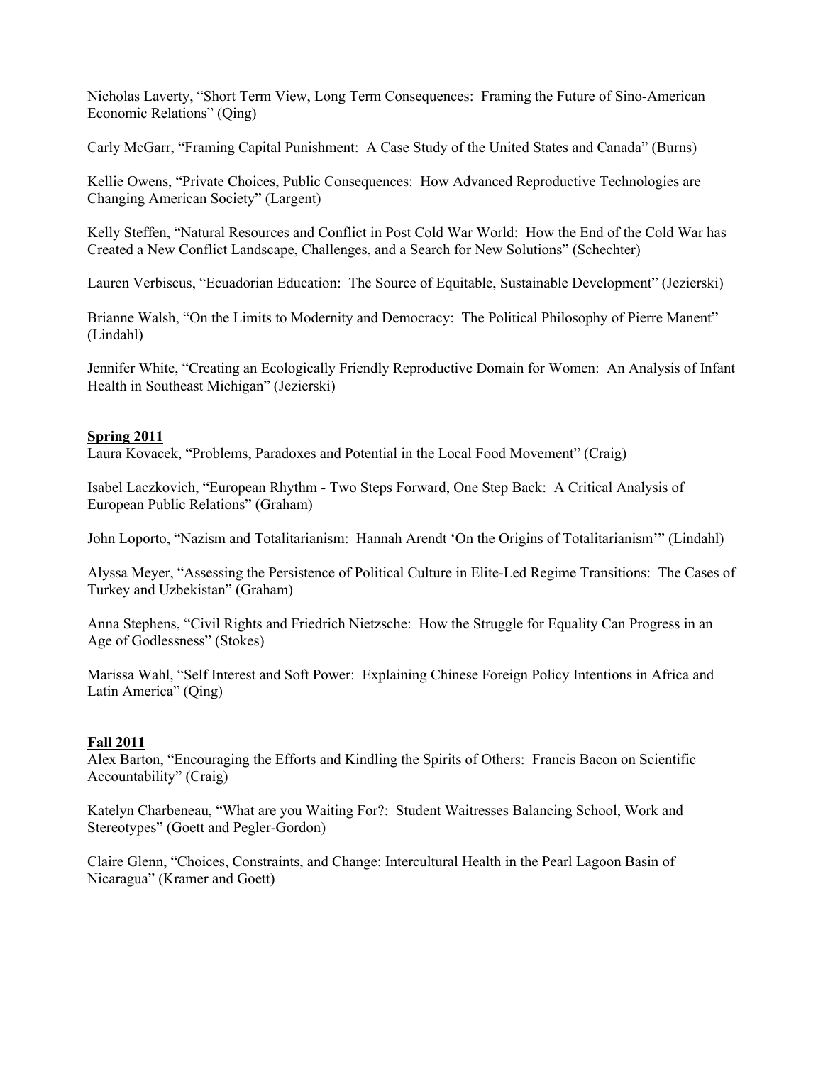Nicholas Laverty, “Short Term View, Long Term Consequences: Framing the Future of Sino-American Economic Relations” (Qing)

Carly McGarr, “Framing Capital Punishment: A Case Study of the United States and Canada” (Burns)

Kellie Owens, “Private Choices, Public Consequences: How Advanced Reproductive Technologies are Changing American Society” (Largent)

Kelly Steffen, “Natural Resources and Conflict in Post Cold War World: How the End of the Cold War has Created a New Conflict Landscape, Challenges, and a Search for New Solutions” (Schechter)

Lauren Verbiscus, “Ecuadorian Education: The Source of Equitable, Sustainable Development” (Jezierski)

Brianne Walsh, “On the Limits to Modernity and Democracy: The Political Philosophy of Pierre Manent” (Lindahl)

Jennifer White, “Creating an Ecologically Friendly Reproductive Domain for Women: An Analysis of Infant Health in Southeast Michigan” (Jezierski)

**Spring 2011**

Laura Kovacek, “Problems, Paradoxes and Potential in the Local Food Movement” (Craig)

Isabel Laczkovich, “European Rhythm - Two Steps Forward, One Step Back: A Critical Analysis of European Public Relations” (Graham)

John Loporto, “Nazism and Totalitarianism: Hannah Arendt ‘On the Origins of Totalitarianism’” (Lindahl)

Alyssa Meyer, “Assessing the Persistence of Political Culture in Elite-Led Regime Transitions: The Cases of Turkey and Uzbekistan” (Graham)

Anna Stephens, “Civil Rights and Friedrich Nietzsche: How the Struggle for Equality Can Progress in an Age of Godlessness” (Stokes)

Marissa Wahl, “Self Interest and Soft Power: Explaining Chinese Foreign Policy Intentions in Africa and Latin America” (Qing)

**Fall 2011**

Alex Barton, “Encouraging the Efforts and Kindling the Spirits of Others: Francis Bacon on Scientific Accountability” (Craig)

Katelyn Charbeneau, “What are you Waiting For?: Student Waitresses Balancing School, Work and Stereotypes” (Goett and Pegler-Gordon)

Claire Glenn, “Choices, Constraints, and Change: Intercultural Health in the Pearl Lagoon Basin of Nicaragua” (Kramer and Goett)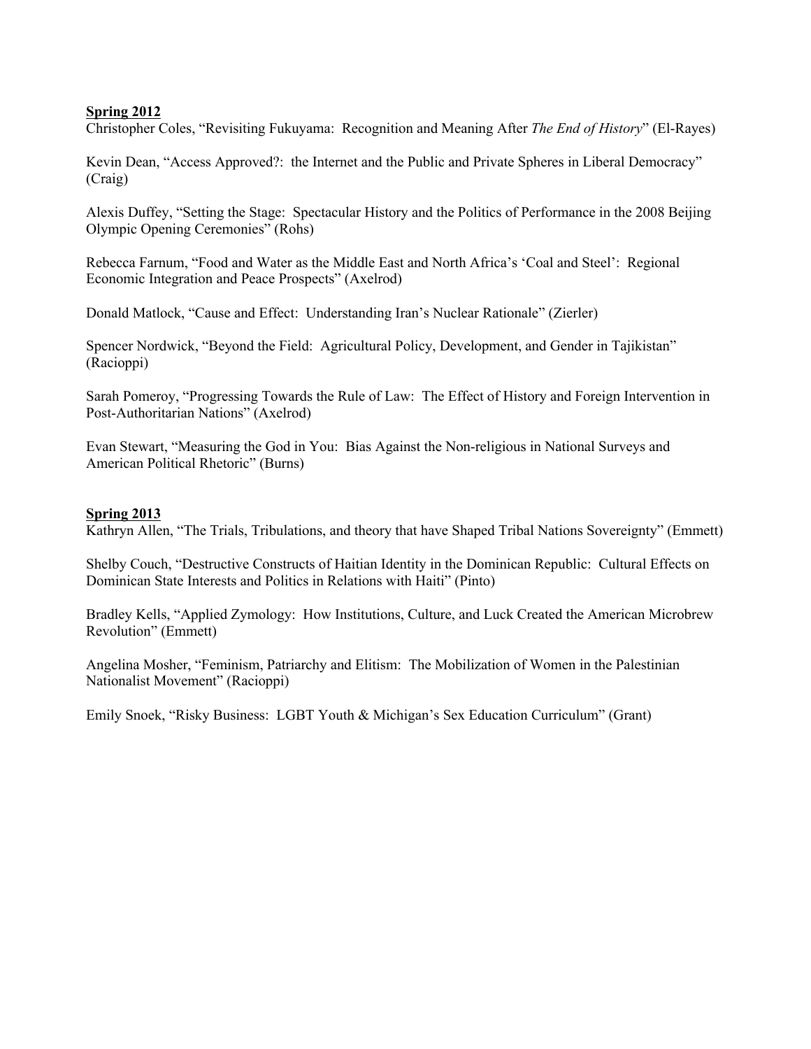**Spring 2012**

Christopher Coles, "Revisiting Fukuyama: Recognition and Meaning After *The End of History*" (El-Rayes)

Kevin Dean, "Access Approved?: the Internet and the Public and Private Spheres in Liberal Democracy" (Craig)

Alexis Duffey, "Setting the Stage: Spectacular History and the Politics of Performance in the 2008 Beijing Olympic Opening Ceremonies" (Rohs)

Rebecca Farnum, "Food and Water as the Middle East and North Africa's 'Coal and Steel': Regional Economic Integration and Peace Prospects" (Axelrod)

Donald Matlock, "Cause and Effect: Understanding Iran's Nuclear Rationale" (Zierler)

Spencer Nordwick, "Beyond the Field: Agricultural Policy, Development, and Gender in Tajikistan" (Racioppi)

Sarah Pomeroy, "Progressing Towards the Rule of Law: The Effect of History and Foreign Intervention in Post-Authoritarian Nations" (Axelrod)

Evan Stewart, "Measuring the God in You: Bias Against the Non-religious in National Surveys and American Political Rhetoric" (Burns)

**Spring 2013**

Kathryn Allen, "The Trials, Tribulations, and theory that have Shaped Tribal Nations Sovereignty" (Emmett)

Shelby Couch, "Destructive Constructs of Haitian Identity in the Dominican Republic: Cultural Effects on Dominican State Interests and Politics in Relations with Haiti" (Pinto)

Bradley Kells, "Applied Zymology: How Institutions, Culture, and Luck Created the American Microbrew Revolution" (Emmett)

Angelina Mosher, "Feminism, Patriarchy and Elitism: The Mobilization of Women in the Palestinian Nationalist Movement" (Racioppi)

Emily Snoek, "Risky Business: LGBT Youth & Michigan's Sex Education Curriculum" (Grant)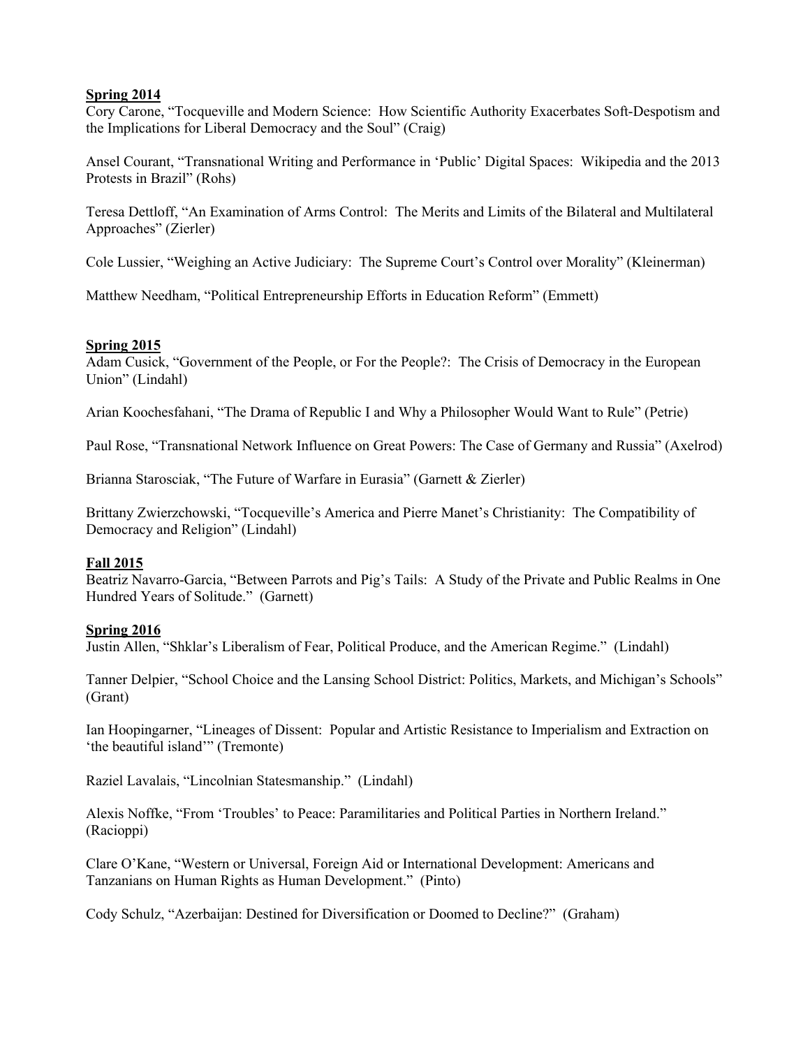**Spring 2014**

Cory Carone, "Tocqueville and Modern Science: How Scientific Authority Exacerbates Soft-Despotism and the Implications for Liberal Democracy and the Soul" (Craig)

Ansel Courant, "Transnational Writing and Performance in 'Public' Digital Spaces: Wikipedia and the 2013 Protests in Brazil" (Rohs)

Teresa Dettloff, "An Examination of Arms Control: The Merits and Limits of the Bilateral and Multilateral Approaches" (Zierler)

Cole Lussier, "Weighing an Active Judiciary: The Supreme Court's Control over Morality" (Kleinerman)

Matthew Needham, "Political Entrepreneurship Efforts in Education Reform" (Emmett)

**Spring 2015**

Adam Cusick, "Government of the People, or For the People?: The Crisis of Democracy in the European Union" (Lindahl)

Arian Koochesfahani, "The Drama of Republic I and Why a Philosopher Would Want to Rule" (Petrie)

Paul Rose, "Transnational Network Influence on Great Powers: The Case of Germany and Russia" (Axelrod)

Brianna Starosciak, "The Future of Warfare in Eurasia" (Garnett & Zierler)

Brittany Zwierzchowski, "Tocqueville's America and Pierre Manet's Christianity: The Compatibility of Democracy and Religion" (Lindahl)

**Fall 2015**

Beatriz Navarro-Garcia, "Between Parrots and Pig's Tails: A Study of the Private and Public Realms in One Hundred Years of Solitude." (Garnett)

**Spring 2016**

Justin Allen, "Shklar's Liberalism of Fear, Political Produce, and the American Regime." (Lindahl)

Tanner Delpier, "School Choice and the Lansing School District: Politics, Markets, and Michigan's Schools" (Grant)

Ian Hoopingarner, "Lineages of Dissent: Popular and Artistic Resistance to Imperialism and Extraction on 'the beautiful island'" (Tremonte)

Raziel Lavalais, "Lincolnian Statesmanship." (Lindahl)

Alexis Noffke, "From 'Troubles' to Peace: Paramilitaries and Political Parties in Northern Ireland." (Racioppi)

Clare O'Kane, "Western or Universal, Foreign Aid or International Development: Americans and Tanzanians on Human Rights as Human Development." (Pinto)

Cody Schulz, "Azerbaijan: Destined for Diversification or Doomed to Decline?" (Graham)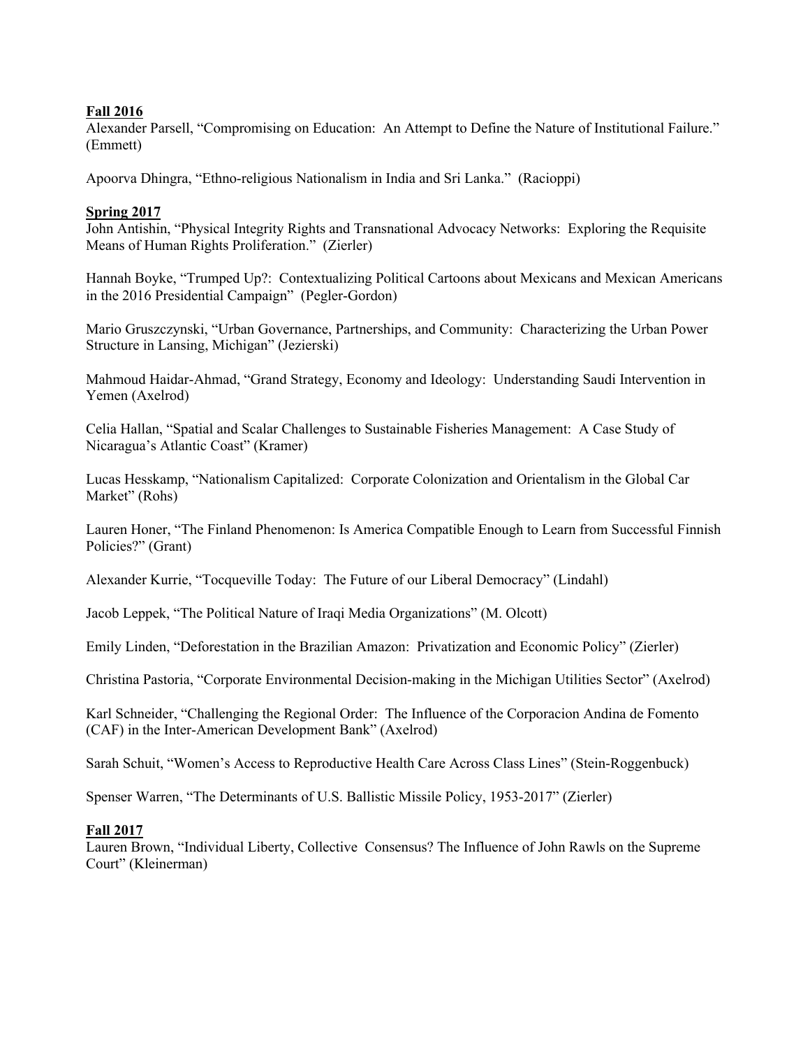**Fall 2016**

Alexander Parsell, “Compromising on Education: An Attempt to Define the Nature of Institutional Failure.” (Emmett)

Apoorva Dhingra, “Ethno-religious Nationalism in India and Sri Lanka.” (Racioppi)

**Spring 2017**

John Antishin, “Physical Integrity Rights and Transnational Advocacy Networks: Exploring the Requisite Means of Human Rights Proliferation.” (Zierler)

Hannah Boyke, “Trumped Up?: Contextualizing Political Cartoons about Mexicans and Mexican Americans in the 2016 Presidential Campaign” (Pegler-Gordon)

Mario Gruszczynski, “Urban Governance, Partnerships, and Community: Characterizing the Urban Power Structure in Lansing, Michigan” (Jezierski)

Mahmoud Haidar-Ahmad, “Grand Strategy, Economy and Ideology: Understanding Saudi Intervention in Yemen (Axelrod)

Celia Hallan, “Spatial and Scalar Challenges to Sustainable Fisheries Management: A Case Study of Nicaragua’s Atlantic Coast” (Kramer)

Lucas Hesskamp, “Nationalism Capitalized: Corporate Colonization and Orientalism in the Global Car Market” (Rohs)

Lauren Honer, “The Finland Phenomenon: Is America Compatible Enough to Learn from Successful Finnish Policies?” (Grant)

Alexander Kurrie, “Tocqueville Today: The Future of our Liberal Democracy” (Lindahl)

Jacob Leppek, “The Political Nature of Iraqi Media Organizations” (M. Olcott)

Emily Linden, “Deforestation in the Brazilian Amazon: Privatization and Economic Policy” (Zierler)

Christina Pastoria, “Corporate Environmental Decision-making in the Michigan Utilities Sector” (Axelrod)

Karl Schneider, “Challenging the Regional Order: The Influence of the Corporacion Andina de Fomento (CAF) in the Inter-American Development Bank” (Axelrod)

Sarah Schuit, “Women’s Access to Reproductive Health Care Across Class Lines” (Stein-Roggenbuck)

Spenser Warren, “The Determinants of U.S. Ballistic Missile Policy, 1953-2017” (Zierler)

**Fall 2017**

Lauren Brown, “Individual Liberty, Collective Consensus? The Influence of John Rawls on the Supreme Court” (Kleinerman)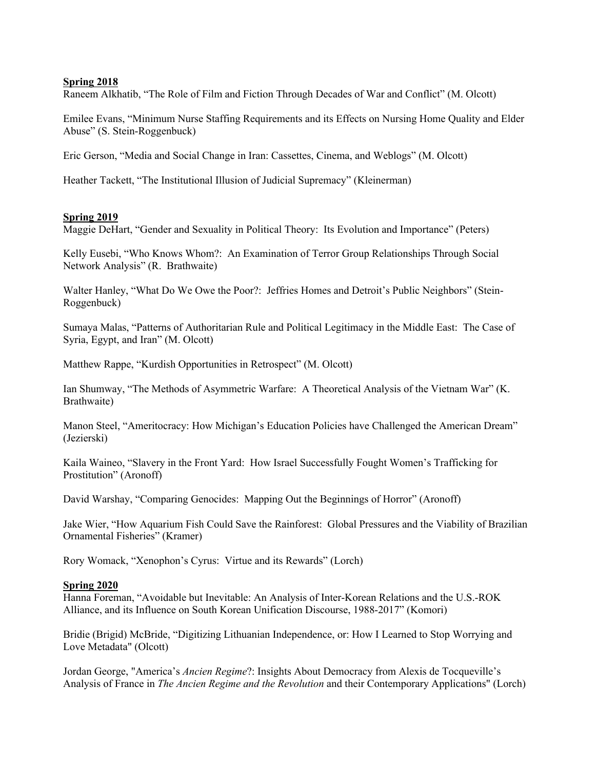**Spring 2018**

Raneem Alkhatib, “The Role of Film and Fiction Through Decades of War and Conflict” (M. Olcott)

Emilee Evans, “Minimum Nurse Staffing Requirements and its Effects on Nursing Home Quality and Elder Abuse” (S. Stein-Roggenbuck)

Eric Gerson, “Media and Social Change in Iran: Cassettes, Cinema, and Weblogs” (M. Olcott)

Heather Tackett, “The Institutional Illusion of Judicial Supremacy” (Kleinerman)

**Spring 2019**

Maggie DeHart, “Gender and Sexuality in Political Theory: Its Evolution and Importance” (Peters)

Kelly Eusebi, “Who Knows Whom?: An Examination of Terror Group Relationships Through Social Network Analysis” (R. Brathwaite)

Walter Hanley, “What Do We Owe the Poor?: Jeffries Homes and Detroit’s Public Neighbors” (Stein-Roggenbuck)

Sumaya Malas, “Patterns of Authoritarian Rule and Political Legitimacy in the Middle East: The Case of Syria, Egypt, and Iran” (M. Olcott)

Matthew Rappe, “Kurdish Opportunities in Retrospect” (M. Olcott)

Ian Shumway, “The Methods of Asymmetric Warfare: A Theoretical Analysis of the Vietnam War” (K. Brathwaite)

Manon Steel, “Ameritocracy: How Michigan’s Education Policies have Challenged the American Dream” (Jezierski)

Kaila Waineo, “Slavery in the Front Yard: How Israel Successfully Fought Women’s Trafficking for Prostitution” (Aronoff)

David Warshay, “Comparing Genocides: Mapping Out the Beginnings of Horror” (Aronoff)

Jake Wier, “How Aquarium Fish Could Save the Rainforest: Global Pressures and the Viability of Brazilian Ornamental Fisheries” (Kramer)

Rory Womack, “Xenophon’s Cyrus: Virtue and its Rewards” (Lorch)

**Spring 2020**

Hanna Foreman, “Avoidable but Inevitable: An Analysis of Inter-Korean Relations and the U.S.-ROK Alliance, and its Influence on South Korean Unification Discourse, 1988-2017” (Komori)

Bridie (Brigid) McBride, “Digitizing Lithuanian Independence, or: How I Learned to Stop Worrying and Love Metadata" (Olcott)

Jordan George, "America’s *Ancien Regime*?: Insights About Democracy from Alexis de Tocqueville’s Analysis of France in *The Ancien Regime and the Revolution* and their Contemporary Applications" (Lorch)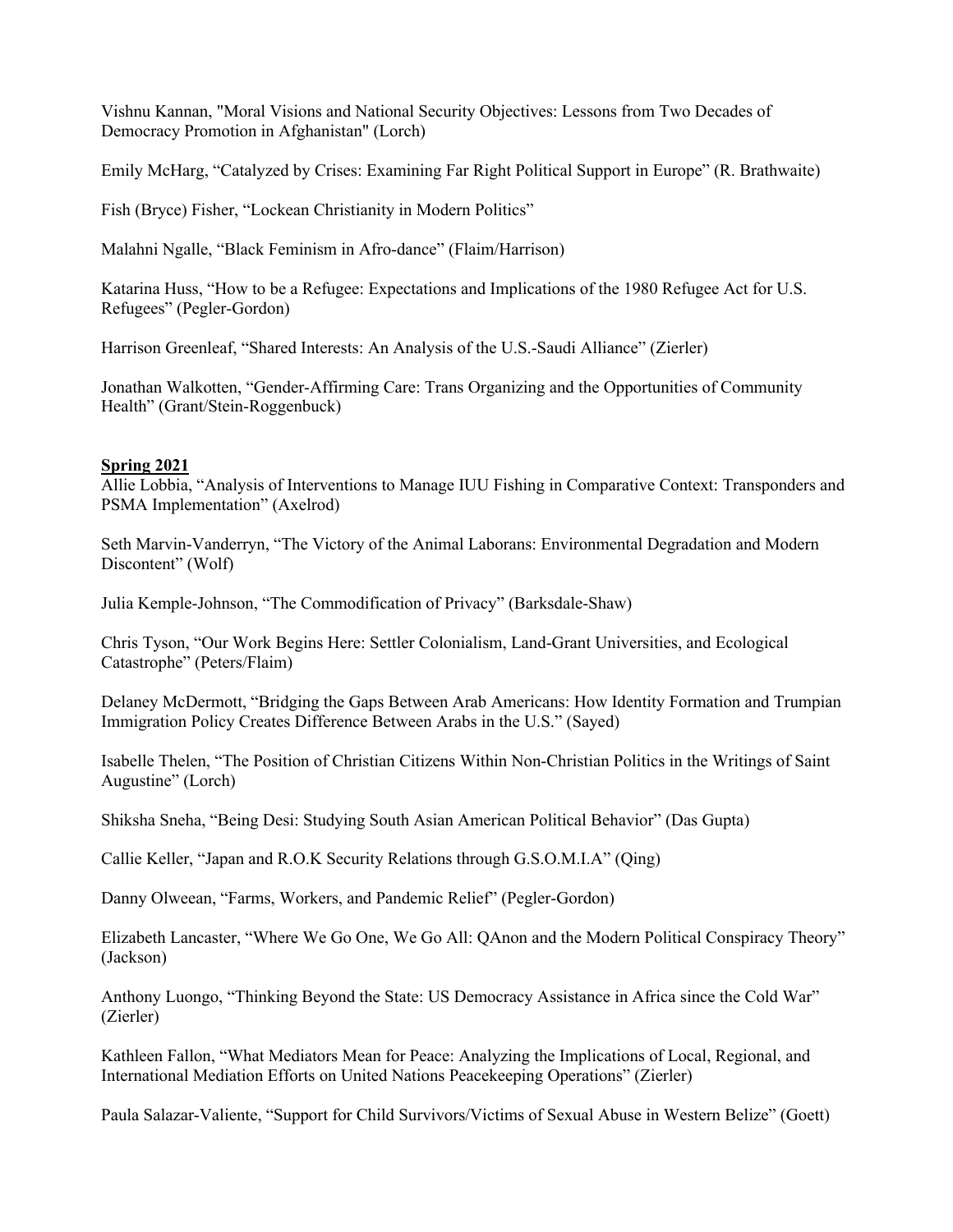Vishnu Kannan, "Moral Visions and National Security Objectives: Lessons from Two Decades of Democracy Promotion in Afghanistan" (Lorch)

Emily McHarg, "Catalyzed by Crises: Examining Far Right Political Support in Europe" (R. Brathwaite)

Fish (Bryce) Fisher, "Lockean Christianity in Modern Politics"

Malahni Ngalle, "Black Feminism in Afro-dance" (Flaim/Harrison)

Katarina Huss, "How to be a Refugee: Expectations and Implications of the 1980 Refugee Act for U.S. Refugees" (Pegler-Gordon)

Harrison Greenleaf, "Shared Interests: An Analysis of the U.S.-Saudi Alliance" (Zierler)

Jonathan Walkotten, "Gender-Affirming Care: Trans Organizing and the Opportunities of Community Health" (Grant/Stein-Roggenbuck)

**Spring 2021**

Allie Lobbia, "Analysis of Interventions to Manage IUU Fishing in Comparative Context: Transponders and PSMA Implementation" (Axelrod)

Seth Marvin-Vanderryn, "The Victory of the Animal Laborans: Environmental Degradation and Modern Discontent" (Wolf)

Julia Kemple-Johnson, "The Commodification of Privacy" (Barksdale-Shaw)

Chris Tyson, "Our Work Begins Here: Settler Colonialism, Land-Grant Universities, and Ecological Catastrophe" (Peters/Flaim)

Delaney McDermott, "Bridging the Gaps Between Arab Americans: How Identity Formation and Trumpian Immigration Policy Creates Difference Between Arabs in the U.S." (Sayed)

Isabelle Thelen, "The Position of Christian Citizens Within Non-Christian Politics in the Writings of Saint Augustine" (Lorch)

Shiksha Sneha, "Being Desi: Studying South Asian American Political Behavior" (Das Gupta)

Callie Keller, "Japan and R.O.K Security Relations through G.S.O.M.I.A" (Qing)

Danny Olweean, "Farms, Workers, and Pandemic Relief" (Pegler-Gordon)

Elizabeth Lancaster, "Where We Go One, We Go All: QAnon and the Modern Political Conspiracy Theory" (Jackson)

Anthony Luongo, "Thinking Beyond the State: US Democracy Assistance in Africa since the Cold War" (Zierler)

Kathleen Fallon, "What Mediators Mean for Peace: Analyzing the Implications of Local, Regional, and International Mediation Efforts on United Nations Peacekeeping Operations" (Zierler)

Paula Salazar-Valiente, "Support for Child Survivors/Victims of Sexual Abuse in Western Belize" (Goett)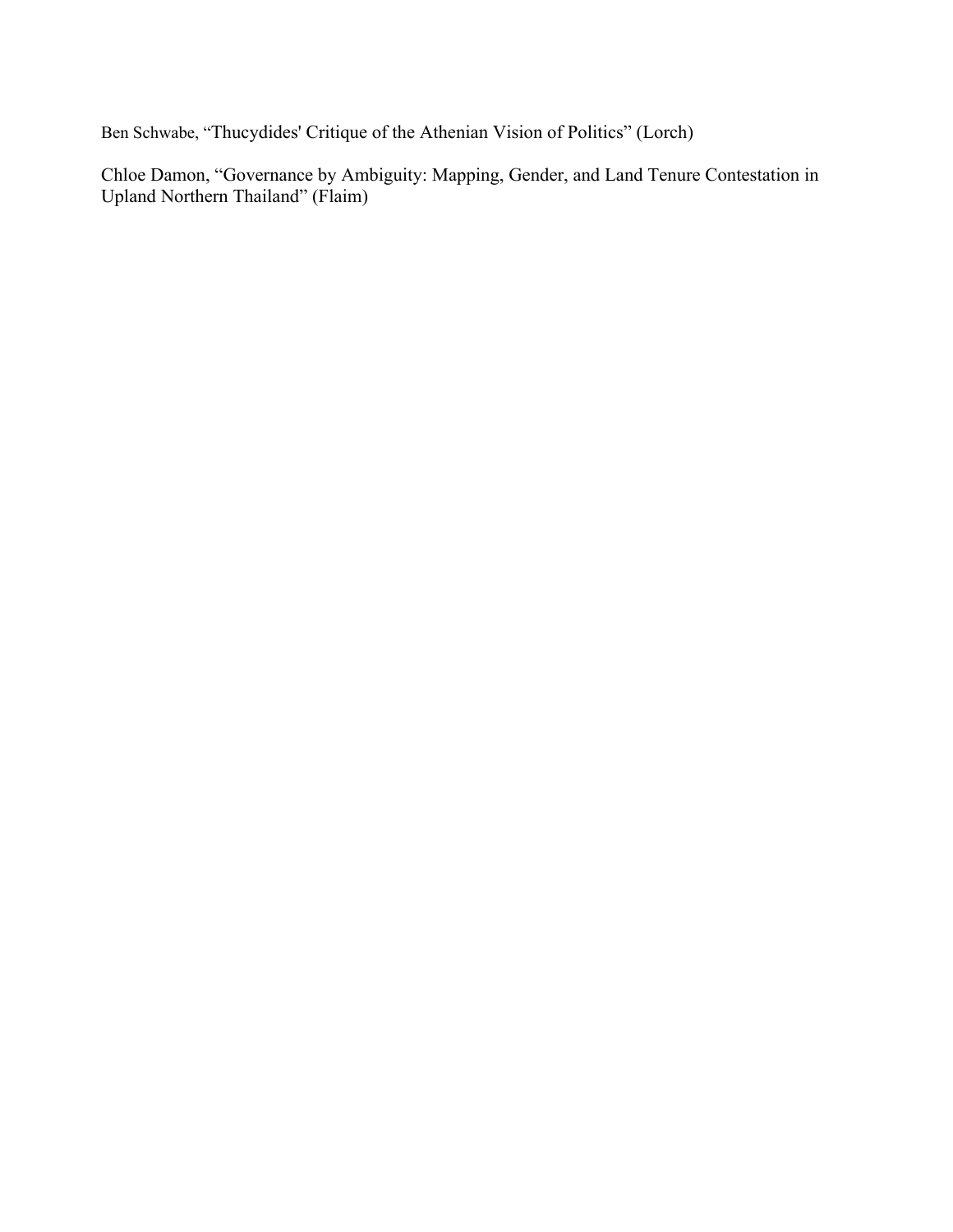Ben Schwabe, “Thucydides' Critique of the Athenian Vision of Politics” (Lorch)

Chloe Damon, “Governance by Ambiguity: Mapping, Gender, and Land Tenure Contestation in Upland Northern Thailand” (Flaim)